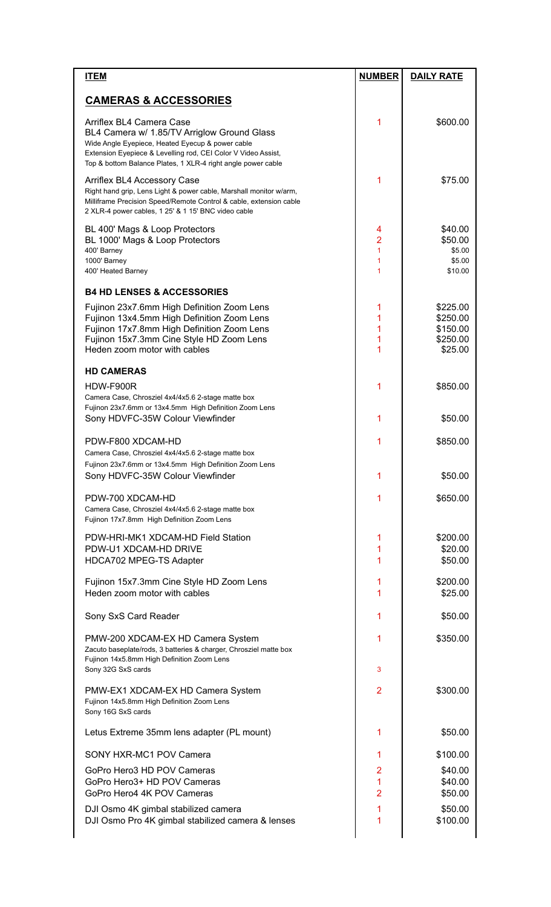| ITEM | NUMBER | DAILY RATE |
|---|---|---|
| **CAMERAS & ACCESSORIES** | | |
| Arriflex BL4 Camera Case<br>BL4 Camera w/ 1.85/TV Arriglow Ground Glass<br>Wide Angle Eyepiece, Heated Eyecup & power cable<br>Extension Eyepiece & Levelling rod, CEI Color V Video Assist,<br>Top & bottom Balance Plates, 1 XLR-4 right angle power cable | 1 | $600.00 |
| Arriflex BL4 Accessory Case<br>Right hand grip, Lens Light & power cable, Marshall monitor w/arm,<br>Milliframe Precision Speed/Remote Control & cable, extension cable<br>2 XLR-4 power cables, 1 25' & 1 15' BNC video cable | 1 | $75.00 |
| BL 400' Mags & Loop Protectors | 4 | $40.00 |
| BL 1000' Mags & Loop Protectors | 2 | $50.00 |
| 400' Barney | 1 | $5.00 |
| 1000' Barney | 1 | $5.00 |
| 400' Heated Barney | 1 | $10.00 |
| **B4 HD LENSES & ACCESSORIES** | | |
| Fujinon 23x7.6mm High Definition Zoom Lens | 1 | $225.00 |
| Fujinon 13x4.5mm High Definition Zoom Lens | 1 | $250.00 |
| Fujinon 17x7.8mm High Definition Zoom Lens | 1 | $150.00 |
| Fujinon 15x7.3mm Cine Style HD Zoom Lens | 1 | $250.00 |
| Heden zoom motor with cables | 1 | $25.00 |
| **HD CAMERAS** | | |
| HDW-F900R<br>Camera Case, Chrosziel 4x4/4x5.6 2-stage matte box<br>Fujinon 23x7.6mm or 13x4.5mm High Definition Zoom Lens | 1 | $850.00 |
| Sony HDVFC-35W Colour Viewfinder | 1 | $50.00 |
| PDW-F800 XDCAM-HD<br>Camera Case, Chrosziel 4x4/4x5.6 2-stage matte box<br>Fujinon 23x7.6mm or 13x4.5mm High Definition Zoom Lens | 1 | $850.00 |
| Sony HDVFC-35W Colour Viewfinder | 1 | $50.00 |
| PDW-700 XDCAM-HD<br>Camera Case, Chrosziel 4x4/4x5.6 2-stage matte box<br>Fujinon 17x7.8mm High Definition Zoom Lens | 1 | $650.00 |
| PDW-HRI-MK1 XDCAM-HD Field Station | 1 | $200.00 |
| PDW-U1 XDCAM-HD DRIVE | 1 | $20.00 |
| HDCA702 MPEG-TS Adapter | 1 | $50.00 |
| Fujinon 15x7.3mm Cine Style HD Zoom Lens | 1 | $200.00 |
| Heden zoom motor with cables | 1 | $25.00 |
| Sony SxS Card Reader | 1 | $50.00 |
| PMW-200 XDCAM-EX HD Camera System<br>Zacuto baseplate/rods, 3 batteries & charger, Chrosziel matte box<br>Fujinon 14x5.8mm High Definition Zoom Lens | 1 | $350.00 |
| Sony 32G SxS cards | 3 | |
| PMW-EX1 XDCAM-EX HD Camera System<br>Fujinon 14x5.8mm High Definition Zoom Lens<br>Sony 16G SxS cards | 2 | $300.00 |
| Letus Extreme 35mm lens adapter (PL mount) | 1 | $50.00 |
| SONY HXR-MC1 POV Camera | 1 | $100.00 |
| GoPro Hero3 HD POV Cameras | 2 | $40.00 |
| GoPro Hero3+ HD POV Cameras | 1 | $40.00 |
| GoPro Hero4 4K POV Cameras | 2 | $50.00 |
| DJI Osmo 4K gimbal stabilized camera | 1 | $50.00 |
| DJI Osmo Pro 4K gimbal stabilized camera & lenses | 1 | $100.00 |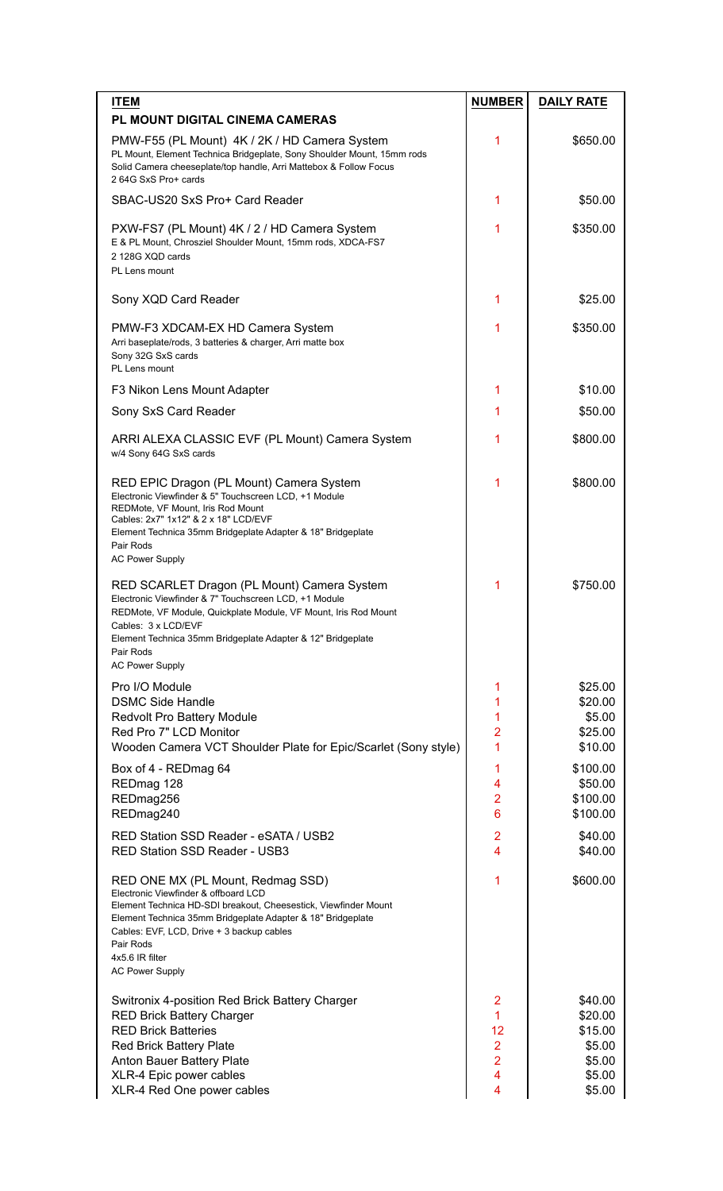| ITEM | NUMBER | DAILY RATE |
|---|---|---|
| **PL MOUNT DIGITAL CINEMA CAMERAS** | | |
| PMW-F55 (PL Mount) 4K / 2K / HD Camera System<br>PL Mount, Element Technica Bridgeplate, Sony Shoulder Mount, 15mm rods<br>Solid Camera cheeseplate/top handle, Arri Mattebox & Follow Focus<br>2 64G SxS Pro+ cards | 1 | $650.00 |
| SBAC-US20 SxS Pro+ Card Reader | 1 | $50.00 |
| PXW-FS7 (PL Mount) 4K / 2 / HD Camera System<br>E & PL Mount, Chrosziel Shoulder Mount, 15mm rods, XDCA-FS7<br>2 128G XQD cards<br>PL Lens mount | 1 | $350.00 |
| Sony XQD Card Reader | 1 | $25.00 |
| PMW-F3 XDCAM-EX HD Camera System<br>Arri baseplate/rods, 3 batteries & charger, Arri matte box<br>Sony 32G SxS cards<br>PL Lens mount | 1 | $350.00 |
| F3 Nikon Lens Mount Adapter | 1 | $10.00 |
| Sony SxS Card Reader | 1 | $50.00 |
| ARRI ALEXA CLASSIC EVF (PL Mount) Camera System<br>w/4 Sony 64G SxS cards | 1 | $800.00 |
| RED EPIC Dragon (PL Mount) Camera System<br>Electronic Viewfinder & 5" Touchscreen LCD, +1 Module<br>REDMote, VF Mount, Iris Rod Mount<br>Cables: 2x7" 1x12" & 2 x 18" LCD/EVF<br>Element Technica 35mm Bridgeplate Adapter & 18" Bridgeplate<br>Pair Rods<br>AC Power Supply | 1 | $800.00 |
| RED SCARLET Dragon (PL Mount) Camera System<br>Electronic Viewfinder & 7" Touchscreen LCD, +1 Module<br>REDMote, VF Module, Quickplate Module, VF Mount, Iris Rod Mount<br>Cables: 3 x LCD/EVF<br>Element Technica 35mm Bridgeplate Adapter & 12" Bridgeplate<br>Pair Rods<br>AC Power Supply | 1 | $750.00 |
| Pro I/O Module | 1 | $25.00 |
| DSMC Side Handle | 1 | $20.00 |
| Redvolt Pro Battery Module | 1 | $5.00 |
| Red Pro 7" LCD Monitor | 2 | $25.00 |
| Wooden Camera VCT Shoulder Plate for Epic/Scarlet (Sony style) | 1 | $10.00 |
| Box of 4 - REDmag 64 | 1 | $100.00 |
| REDmag 128 | 4 | $50.00 |
| REDmag256 | 2 | $100.00 |
| REDmag240 | 6 | $100.00 |
| RED Station SSD Reader - eSATA / USB2 | 2 | $40.00 |
| RED Station SSD Reader - USB3 | 4 | $40.00 |
| RED ONE MX (PL Mount, Redmag SSD)<br>Electronic Viewfinder & offboard LCD<br>Element Technica HD-SDI breakout, Cheesestick, Viewfinder Mount<br>Element Technica 35mm Bridgeplate Adapter & 18" Bridgeplate<br>Cables: EVF, LCD, Drive + 3 backup cables<br>Pair Rods<br>4x5.6 IR filter<br>AC Power Supply | 1 | $600.00 |
| Switronix 4-position Red Brick Battery Charger | 2 | $40.00 |
| RED Brick Battery Charger | 1 | $20.00 |
| RED Brick Batteries | 12 | $15.00 |
| Red Brick Battery Plate | 2 | $5.00 |
| Anton Bauer Battery Plate | 2 | $5.00 |
| XLR-4 Epic power cables | 4 | $5.00 |
| XLR-4 Red One power cables | 4 | $5.00 |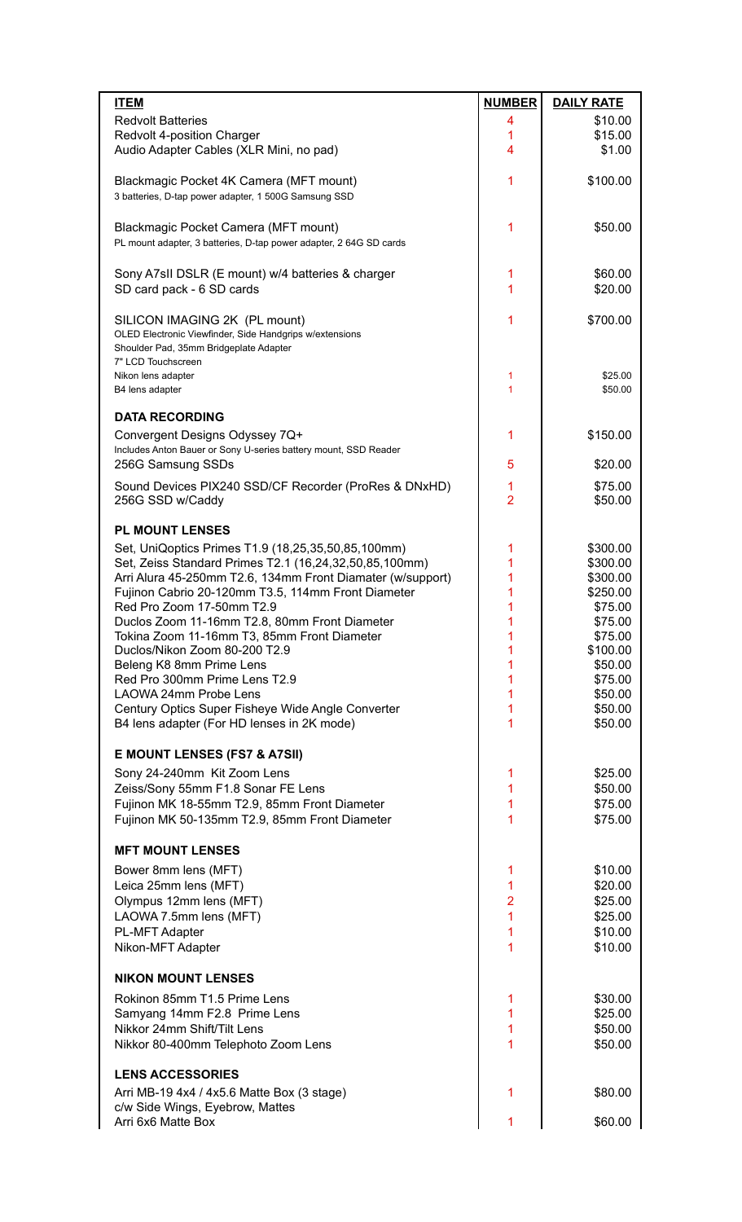| ITEM | NUMBER | DAILY RATE |
|---|---|---|
| Redvolt Batteries | 4 | $10.00 |
| Redvolt 4-position Charger | 1 | $15.00 |
| Audio Adapter Cables (XLR Mini, no pad) | 4 | $1.00 |
| | | |
| Blackmagic Pocket 4K Camera (MFT mount)<br>3 batteries, D-tap power adapter, 1 500G Samsung SSD | 1 | $100.00 |
| | | |
| Blackmagic Pocket Camera (MFT mount)<br>PL mount adapter, 3 batteries, D-tap power adapter, 2 64G SD cards | 1 | $50.00 |
| | | |
| Sony A7sII DSLR (E mount) w/4 batteries & charger | 1 | $60.00 |
| SD card pack - 6 SD cards | 1 | $20.00 |
| | | |
| SILICON IMAGING 2K (PL mount)<br>OLED Electronic Viewfinder, Side Handgrips w/extensions<br>Shoulder Pad, 35mm Bridgeplate Adapter<br>7" LCD Touchscreen | 1 | $700.00 |
| Nikon lens adapter | 1 | $25.00 |
| B4 lens adapter | 1 | $50.00 |
| | | |
| **DATA RECORDING** | | |
| Convergent Designs Odyssey 7Q+<br>Includes Anton Bauer or Sony U-series battery mount, SSD Reader | 1 | $150.00 |
| 256G Samsung SSDs | 5 | $20.00 |
| Sound Devices PIX240 SSD/CF Recorder (ProRes & DNxHD) | 1 | $75.00 |
| 256G SSD w/Caddy | 2 | $50.00 |
| | | |
| **PL MOUNT LENSES** | | |
| Set, UniQoptics Primes T1.9 (18,25,35,50,85,100mm) | 1 | $300.00 |
| Set, Zeiss Standard Primes T2.1 (16,24,32,50,85,100mm) | 1 | $300.00 |
| Arri Alura 45-250mm T2.6, 134mm Front Diamater (w/support) | 1 | $300.00 |
| Fujinon Cabrio 20-120mm T3.5, 114mm Front Diameter | 1 | $250.00 |
| Red Pro Zoom 17-50mm T2.9 | 1 | $75.00 |
| Duclos Zoom 11-16mm T2.8, 80mm Front Diameter | 1 | $75.00 |
| Tokina Zoom 11-16mm T3, 85mm Front Diameter | 1 | $75.00 |
| Duclos/Nikon Zoom 80-200 T2.9 | 1 | $100.00 |
| Beleng K8 8mm Prime Lens | 1 | $50.00 |
| Red Pro 300mm Prime Lens T2.9 | 1 | $75.00 |
| LAOWA 24mm Probe Lens | 1 | $50.00 |
| Century Optics Super Fisheye Wide Angle Converter | 1 | $50.00 |
| B4 lens adapter (For HD lenses in 2K mode) | 1 | $50.00 |
| | | |
| **E MOUNT LENSES (FS7 & A7SII)** | | |
| Sony 24-240mm Kit Zoom Lens | 1 | $25.00 |
| Zeiss/Sony 55mm F1.8 Sonar FE Lens | 1 | $50.00 |
| Fujinon MK 18-55mm T2.9, 85mm Front Diameter | 1 | $75.00 |
| Fujinon MK 50-135mm T2.9, 85mm Front Diameter | 1 | $75.00 |
| | | |
| **MFT MOUNT LENSES** | | |
| Bower 8mm lens (MFT) | 1 | $10.00 |
| Leica 25mm lens (MFT) | 1 | $20.00 |
| Olympus 12mm lens (MFT) | 2 | $25.00 |
| LAOWA 7.5mm lens (MFT) | 1 | $25.00 |
| PL-MFT Adapter | 1 | $10.00 |
| Nikon-MFT Adapter | 1 | $10.00 |
| | | |
| **NIKON MOUNT LENSES** | | |
| Rokinon 85mm T1.5 Prime Lens | 1 | $30.00 |
| Samyang 14mm F2.8 Prime Lens | 1 | $25.00 |
| Nikkor 24mm Shift/Tilt Lens | 1 | $50.00 |
| Nikkor 80-400mm Telephoto Zoom Lens | 1 | $50.00 |
| | | |
| **LENS ACCESSORIES** | | |
| Arri MB-19 4x4 / 4x5.6 Matte Box (3 stage)<br>c/w Side Wings, Eyebrow, Mattes | 1 | $80.00 |
| Arri 6x6 Matte Box | 1 | $60.00 |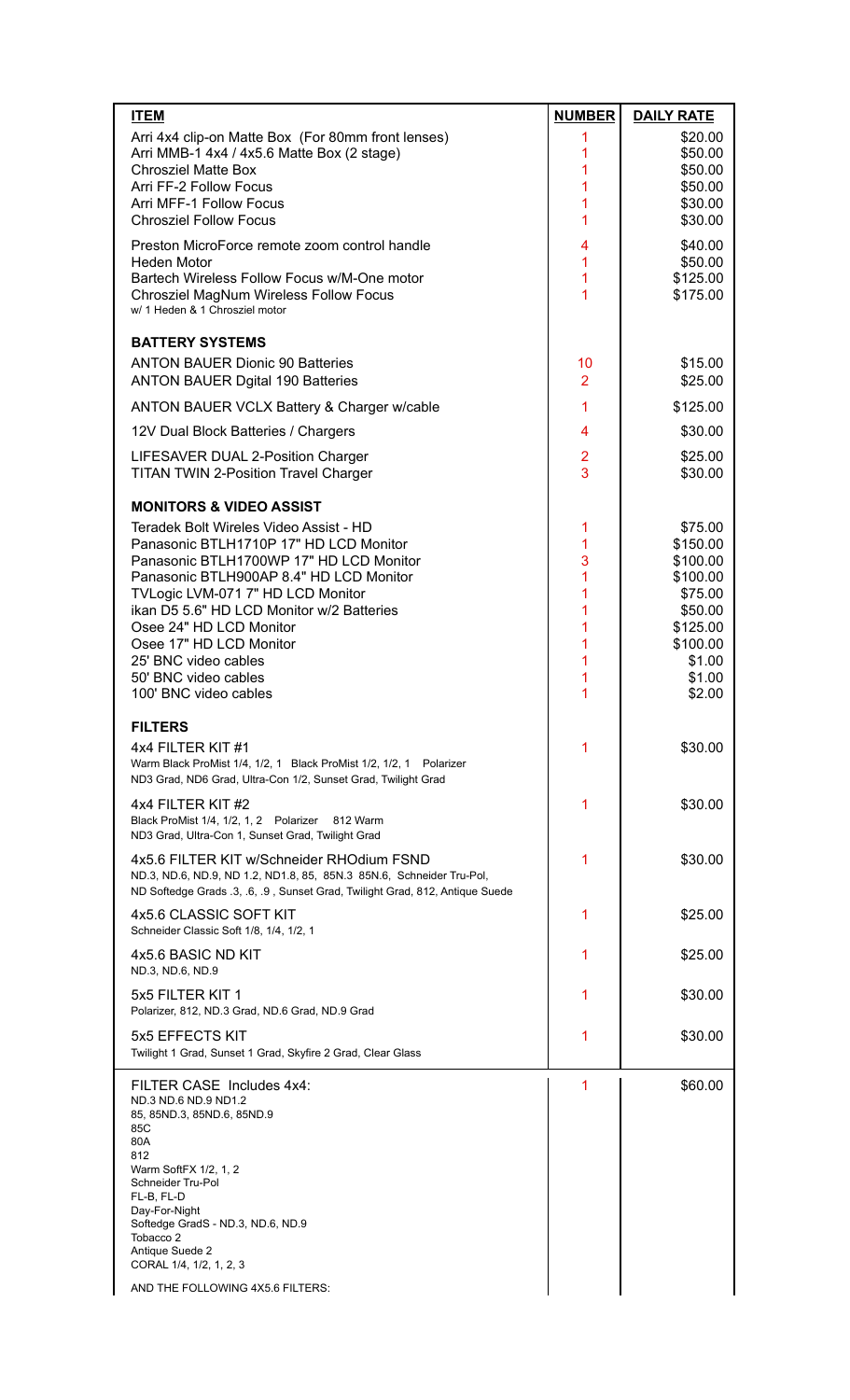| ITEM | NUMBER | DAILY RATE |
|---|---|---|
| Arri 4x4 clip-on Matte Box (For 80mm front lenses) | 1 | $20.00 |
| Arri MMB-1 4x4 / 4x5.6 Matte Box (2 stage) | 1 | $50.00 |
| Chrosziel Matte Box | 1 | $50.00 |
| Arri FF-2 Follow Focus | 1 | $50.00 |
| Arri MFF-1 Follow Focus | 1 | $30.00 |
| Chrosziel Follow Focus | 1 | $30.00 |
| Preston MicroForce remote zoom control handle | 4 | $40.00 |
| Heden Motor | 1 | $50.00 |
| Bartech Wireless Follow Focus w/M-One motor | 1 | $125.00 |
| Chrosziel MagNum Wireless Follow Focus<br>w/ 1 Heden & 1 Chrosziel motor | 1 | $175.00 |
| **BATTERY SYSTEMS** | | |
| ANTON BAUER Dionic 90 Batteries | 10 | $15.00 |
| ANTON BAUER Dgital 190 Batteries | 2 | $25.00 |
| ANTON BAUER VCLX Battery & Charger w/cable | 1 | $125.00 |
| 12V Dual Block Batteries / Chargers | 4 | $30.00 |
| LIFESAVER DUAL 2-Position Charger | 2 | $25.00 |
| TITAN TWIN 2-Position Travel Charger | 3 | $30.00 |
| **MONITORS & VIDEO ASSIST** | | |
| Teradek Bolt Wireles Video Assist - HD | 1 | $75.00 |
| Panasonic BTLH1710P 17" HD LCD Monitor | 1 | $150.00 |
| Panasonic BTLH1700WP 17" HD LCD Monitor | 3 | $100.00 |
| Panasonic BTLH900AP 8.4" HD LCD Monitor | 1 | $100.00 |
| TVLogic LVM-071 7" HD LCD Monitor | 1 | $75.00 |
| ikan D5 5.6" HD LCD Monitor w/2 Batteries | 1 | $50.00 |
| Osee 24" HD LCD Monitor | 1 | $125.00 |
| Osee 17" HD LCD Monitor | 1 | $100.00 |
| 25' BNC video cables | 1 | $1.00 |
| 50' BNC video cables | 1 | $1.00 |
| 100' BNC video cables | 1 | $2.00 |
| **FILTERS** | | |
| 4x4 FILTER KIT #1<br>Warm Black ProMist 1/4, 1/2, 1 Black ProMist 1/2, 1/2, 1 Polarizer<br>ND3 Grad, ND6 Grad, Ultra-Con 1/2, Sunset Grad, Twilight Grad | 1 | $30.00 |
| 4x4 FILTER KIT #2<br>Black ProMist 1/4, 1/2, 1, 2 Polarizer 812 Warm<br>ND3 Grad, Ultra-Con 1, Sunset Grad, Twilight Grad | 1 | $30.00 |
| 4x5.6 FILTER KIT w/Schneider RHOdium FSND<br>ND.3, ND.6, ND.9, ND 1.2, ND1.8, 85, 85N.3 85N.6, Schneider Tru-Pol,<br>ND Softedge Grads .3, .6, .9 , Sunset Grad, Twilight Grad, 812, Antique Suede | 1 | $30.00 |
| 4x5.6 CLASSIC SOFT KIT<br>Schneider Classic Soft 1/8, 1/4, 1/2, 1 | 1 | $25.00 |
| 4x5.6 BASIC ND KIT<br>ND.3, ND.6, ND.9 | 1 | $25.00 |
| 5x5 FILTER KIT 1<br>Polarizer, 812, ND.3 Grad, ND.6 Grad, ND.9 Grad | 1 | $30.00 |
| 5x5 EFFECTS KIT<br>Twilight 1 Grad, Sunset 1 Grad, Skyfire 2 Grad, Clear Glass | 1 | $30.00 |
| FILTER CASE Includes 4x4:<br>ND.3 ND.6 ND.9 ND1.2<br>85, 85ND.3, 85ND.6, 85ND.9<br>85C<br>80A<br>812<br>Warm SoftFX 1/2, 1, 2<br>Schneider Tru-Pol<br>FL-B, FL-D<br>Day-For-Night<br>Softedge GradS - ND.3, ND.6, ND.9<br>Tobacco 2<br>Antique Suede 2<br>CORAL 1/4, 1/2, 1, 2, 3<br><br>AND THE FOLLOWING 4X5.6 FILTERS: | 1 | $60.00 |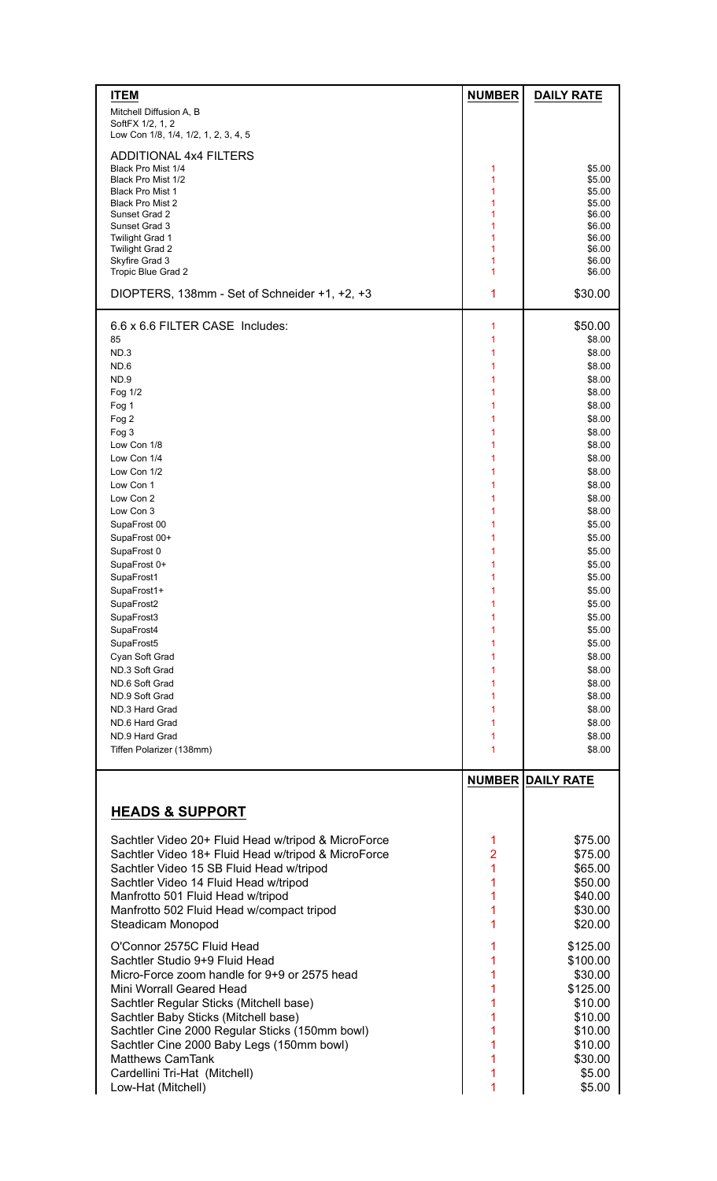| ITEM | NUMBER | DAILY RATE |
|---|---|---|
| Mitchell Diffusion A, B | | |
| SoftFX 1/2, 1, 2 | | |
| Low Con 1/8, 1/4, 1/2, 1, 2, 3, 4, 5 | | |
| ADDITIONAL 4x4 FILTERS | | |
| Black Pro Mist 1/4 | 1 | $5.00 |
| Black Pro Mist 1/2 | 1 | $5.00 |
| Black Pro Mist 1 | 1 | $5.00 |
| Black Pro Mist 2 | 1 | $5.00 |
| Sunset Grad 2 | 1 | $6.00 |
| Sunset Grad 3 | 1 | $6.00 |
| Twilight Grad 1 | 1 | $6.00 |
| Twilight Grad 2 | 1 | $6.00 |
| Skyfire Grad 3 | 1 | $6.00 |
| Tropic Blue Grad 2 | 1 | $6.00 |
| DIOPTERS, 138mm - Set of Schneider +1, +2, +3 | 1 | $30.00 |
| 6.6 x 6.6 FILTER CASE Includes: | 1 | $50.00 |
| 85 | 1 | $8.00 |
| ND.3 | 1 | $8.00 |
| ND.6 | 1 | $8.00 |
| ND.9 | 1 | $8.00 |
| Fog 1/2 | 1 | $8.00 |
| Fog 1 | 1 | $8.00 |
| Fog 2 | 1 | $8.00 |
| Fog 3 | 1 | $8.00 |
| Low Con 1/8 | 1 | $8.00 |
| Low Con 1/4 | 1 | $8.00 |
| Low Con 1/2 | 1 | $8.00 |
| Low Con 1 | 1 | $8.00 |
| Low Con 2 | 1 | $8.00 |
| Low Con 3 | 1 | $8.00 |
| SupaFrost 00 | 1 | $5.00 |
| SupaFrost 00+ | 1 | $5.00 |
| SupaFrost 0 | 1 | $5.00 |
| SupaFrost 0+ | 1 | $5.00 |
| SupaFrost1 | 1 | $5.00 |
| SupaFrost1+ | 1 | $5.00 |
| SupaFrost2 | 1 | $5.00 |
| SupaFrost3 | 1 | $5.00 |
| SupaFrost4 | 1 | $5.00 |
| SupaFrost5 | 1 | $5.00 |
| Cyan Soft Grad | 1 | $8.00 |
| ND.3 Soft Grad | 1 | $8.00 |
| ND.6 Soft Grad | 1 | $8.00 |
| ND.9 Soft Grad | 1 | $8.00 |
| ND.3 Hard Grad | 1 | $8.00 |
| ND.6 Hard Grad | 1 | $8.00 |
| ND.9 Hard Grad | 1 | $8.00 |
| Tiffen Polarizer (138mm) | 1 | $8.00 |

## HEADS & SUPPORT

| | NUMBER | DAILY RATE |
|---|---|---|
| Sachtler Video 20+ Fluid Head w/tripod & MicroForce | 1 | $75.00 |
| Sachtler Video 18+ Fluid Head w/tripod & MicroForce | 2 | $75.00 |
| Sachtler Video 15 SB Fluid Head w/tripod | 1 | $65.00 |
| Sachtler Video 14 Fluid Head w/tripod | 1 | $50.00 |
| Manfrotto 501 Fluid Head w/tripod | 1 | $40.00 |
| Manfrotto 502 Fluid Head w/compact tripod | 1 | $30.00 |
| Steadicam Monopod | 1 | $20.00 |
| O'Connor 2575C Fluid Head | 1 | $125.00 |
| Sachtler Studio 9+9 Fluid Head | 1 | $100.00 |
| Micro-Force zoom handle for 9+9 or 2575 head | 1 | $30.00 |
| Mini Worrall Geared Head | 1 | $125.00 |
| Sachtler Regular Sticks (Mitchell base) | 1 | $10.00 |
| Sachtler Baby Sticks (Mitchell base) | 1 | $10.00 |
| Sachtler Cine 2000 Regular Sticks (150mm bowl) | 1 | $10.00 |
| Sachtler Cine 2000 Baby Legs (150mm bowl) | 1 | $10.00 |
| Matthews CamTank | 1 | $30.00 |
| Cardellini Tri-Hat (Mitchell) | 1 | $5.00 |
| Low-Hat (Mitchell) | 1 | $5.00 |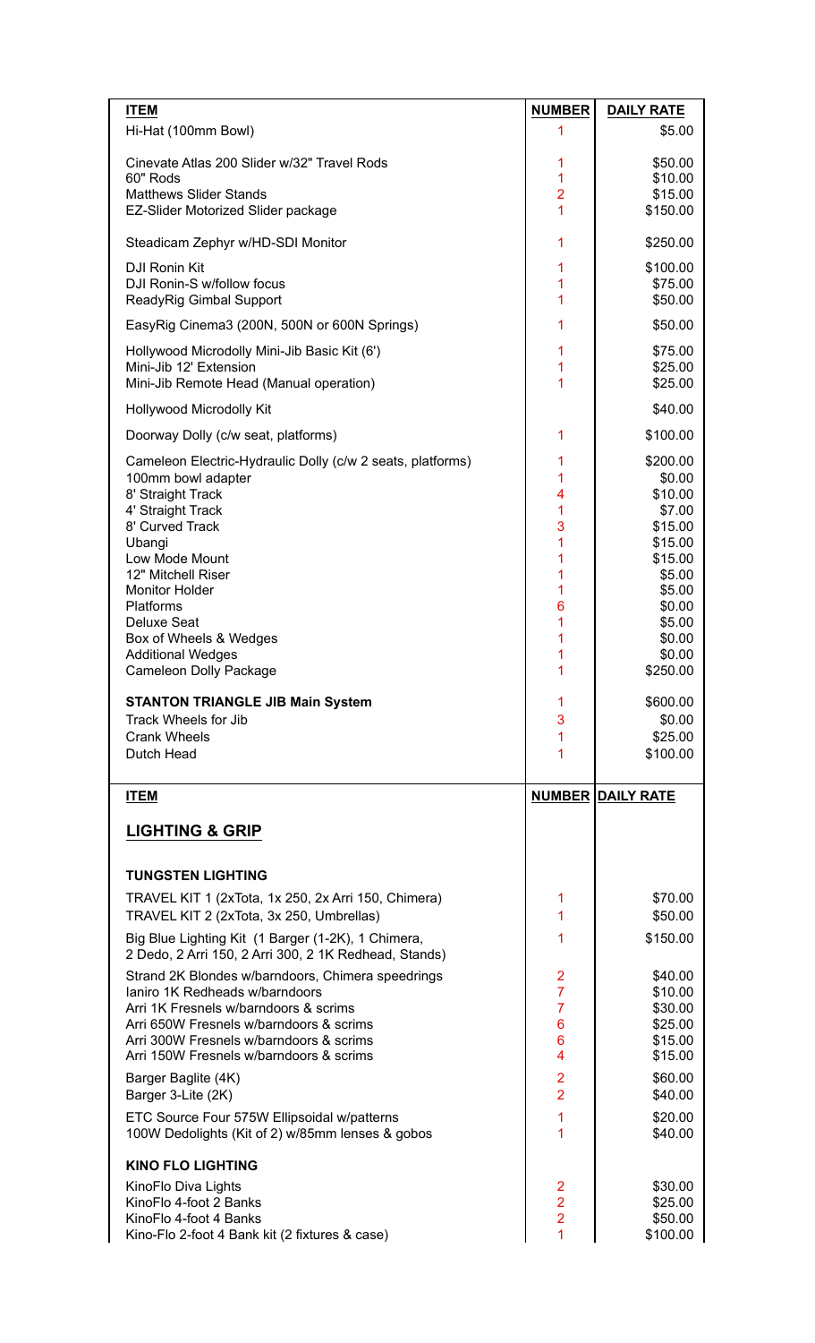| ITEM | NUMBER | DAILY RATE |
| --- | --- | --- |
| Hi-Hat (100mm Bowl) | 1 | $5.00 |
| Cinevate Atlas 200 Slider w/32" Travel Rods | 1 | $50.00 |
| 60" Rods | 1 | $10.00 |
| Matthews Slider Stands | 2 | $15.00 |
| EZ-Slider Motorized Slider package | 1 | $150.00 |
| Steadicam Zephyr w/HD-SDI Monitor | 1 | $250.00 |
| DJI Ronin Kit | 1 | $100.00 |
| DJI Ronin-S w/follow focus | 1 | $75.00 |
| ReadyRig Gimbal Support | 1 | $50.00 |
| EasyRig Cinema3 (200N, 500N or 600N Springs) | 1 | $50.00 |
| Hollywood Microdolly Mini-Jib Basic Kit (6') | 1 | $75.00 |
| Mini-Jib 12' Extension | 1 | $25.00 |
| Mini-Jib Remote Head (Manual operation) | 1 | $25.00 |
| Hollywood Microdolly Kit | | $40.00 |
| Doorway Dolly (c/w seat, platforms) | 1 | $100.00 |
| Cameleon Electric-Hydraulic Dolly (c/w 2 seats, platforms) | 1 | $200.00 |
| 100mm bowl adapter | 1 | $0.00 |
| 8' Straight Track | 4 | $10.00 |
| 4' Straight Track | 1 | $7.00 |
| 8' Curved Track | 3 | $15.00 |
| Ubangi | 1 | $15.00 |
| Low Mode Mount | 1 | $15.00 |
| 12" Mitchell Riser | 1 | $5.00 |
| Monitor Holder | 1 | $5.00 |
| Platforms | 6 | $0.00 |
| Deluxe Seat | 1 | $5.00 |
| Box of Wheels & Wedges | 1 | $0.00 |
| Additional Wedges | 1 | $0.00 |
| Cameleon Dolly Package | 1 | $250.00 |
| **STANTON TRIANGLE JIB Main System** | 1 | $600.00 |
| Track Wheels for Jib | 3 | $0.00 |
| Crank Wheels | 1 | $25.00 |
| Dutch Head | 1 | $100.00 |

| ITEM | NUMBER | DAILY RATE |
| --- | --- | --- |
| **LIGHTING & GRIP** | | |
| **TUNGSTEN LIGHTING** | | |
| TRAVEL KIT 1 (2xTota, 1x 250, 2x Arri 150, Chimera) | 1 | $70.00 |
| TRAVEL KIT 2 (2xTota, 3x 250, Umbrellas) | 1 | $50.00 |
| Big Blue Lighting Kit (1 Barger (1-2K), 1 Chimera, 2 Dedo, 2 Arri 150, 2 Arri 300, 2 1K Redhead, Stands) | 1 | $150.00 |
| Strand 2K Blondes w/barndoors, Chimera speedrings | 2 | $40.00 |
| Ianiro 1K Redheads w/barndoors | 7 | $10.00 |
| Arri 1K Fresnels w/barndoors & scrims | 7 | $30.00 |
| Arri 650W Fresnels w/barndoors & scrims | 6 | $25.00 |
| Arri 300W Fresnels w/barndoors & scrims | 6 | $15.00 |
| Arri 150W Fresnels w/barndoors & scrims | 4 | $15.00 |
| Barger Baglite (4K) | 2 | $60.00 |
| Barger 3-Lite (2K) | 2 | $40.00 |
| ETC Source Four 575W Ellipsoidal w/patterns | 1 | $20.00 |
| 100W Dedolights (Kit of 2) w/85mm lenses & gobos | 1 | $40.00 |
| **KINO FLO LIGHTING** | | |
| KinoFlo Diva Lights | 2 | $30.00 |
| KinoFlo 4-foot 2 Banks | 2 | $25.00 |
| KinoFlo 4-foot 4 Banks | 2 | $50.00 |
| Kino-Flo 2-foot 4 Bank kit (2 fixtures & case) | 1 | $100.00 |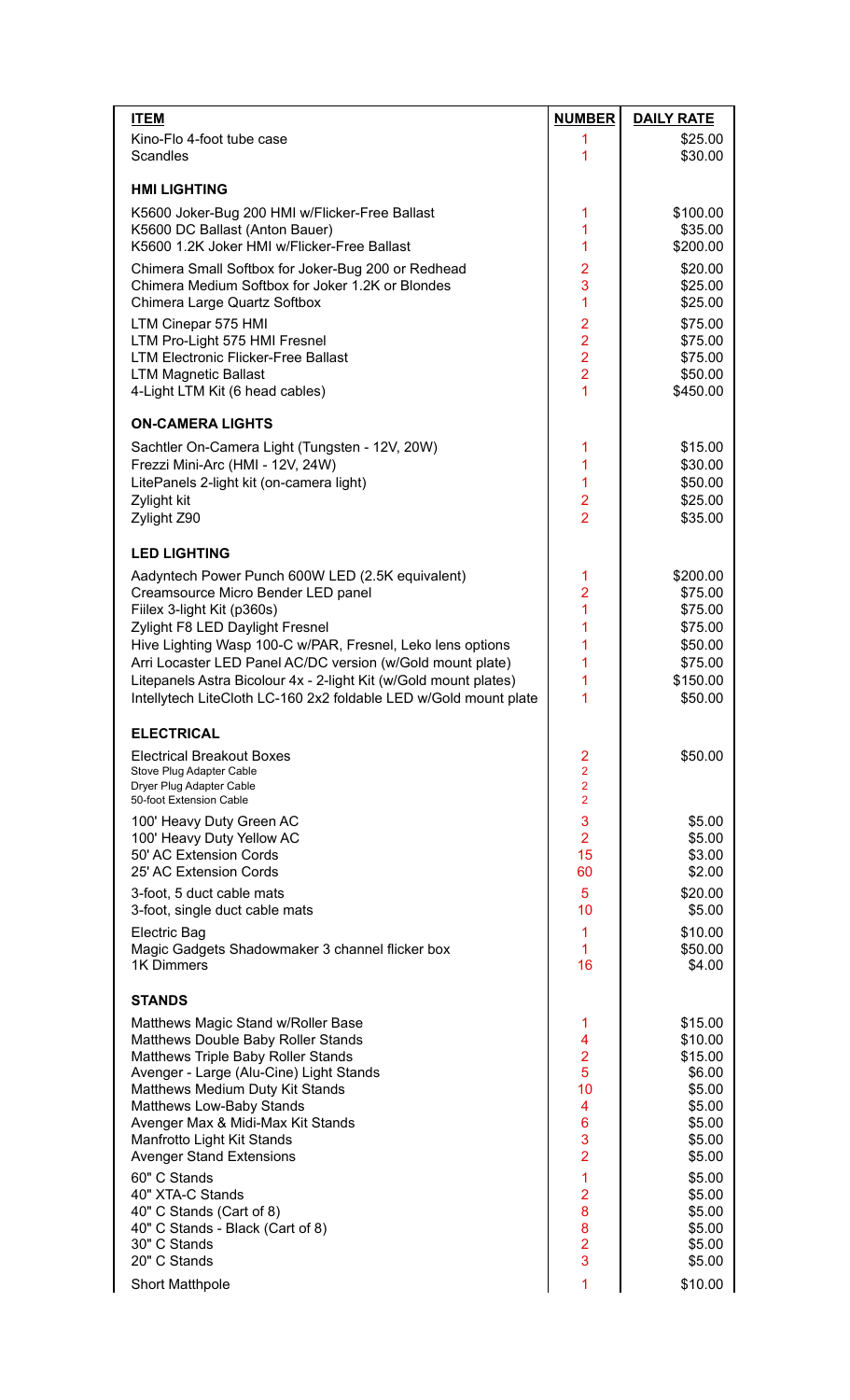| ITEM | NUMBER | DAILY RATE |
|---|---|---|
| Kino-Flo 4-foot tube case | 1 | $25.00 |
| Scandles | 1 | $30.00 |
| **HMI LIGHTING** | | |
| K5600 Joker-Bug 200 HMI w/Flicker-Free Ballast | 1 | $100.00 |
| K5600 DC Ballast (Anton Bauer) | 1 | $35.00 |
| K5600 1.2K Joker HMI w/Flicker-Free Ballast | 1 | $200.00 |
| Chimera Small Softbox for Joker-Bug 200 or Redhead | 2 | $20.00 |
| Chimera Medium Softbox for Joker 1.2K or Blondes | 3 | $25.00 |
| Chimera Large Quartz Softbox | 1 | $25.00 |
| LTM Cinepar 575 HMI | 2 | $75.00 |
| LTM Pro-Light 575 HMI Fresnel | 2 | $75.00 |
| LTM Electronic Flicker-Free Ballast | 2 | $75.00 |
| LTM Magnetic Ballast | 2 | $50.00 |
| 4-Light LTM Kit (6 head cables) | 1 | $450.00 |
| **ON-CAMERA LIGHTS** | | |
| Sachtler On-Camera Light (Tungsten - 12V, 20W) | 1 | $15.00 |
| Frezzi Mini-Arc (HMI - 12V, 24W) | 1 | $30.00 |
| LitePanels 2-light kit (on-camera light) | 1 | $50.00 |
| Zylight kit | 2 | $25.00 |
| Zylight Z90 | 2 | $35.00 |
| **LED LIGHTING** | | |
| Aadyntech Power Punch 600W LED (2.5K equivalent) | 1 | $200.00 |
| Creamsource Micro Bender LED panel | 2 | $75.00 |
| Fiilex 3-light Kit (p360s) | 1 | $75.00 |
| Zylight F8 LED Daylight Fresnel | 1 | $75.00 |
| Hive Lighting Wasp 100-C w/PAR, Fresnel, Leko lens options | 1 | $50.00 |
| Arri Locaster LED Panel AC/DC version (w/Gold mount plate) | 1 | $75.00 |
| Litepanels Astra Bicolour 4x - 2-light Kit (w/Gold mount plates) | 1 | $150.00 |
| Intellytech LiteCloth LC-160 2x2 foldable LED w/Gold mount plate | 1 | $50.00 |
| **ELECTRICAL** | | |
| Electrical Breakout Boxes | 2 | $50.00 |
| Stove Plug Adapter Cable | 2 | |
| Dryer Plug Adapter Cable | 2 | |
| 50-foot Extension Cable | 2 | |
| 100' Heavy Duty Green AC | 3 | $5.00 |
| 100' Heavy Duty Yellow AC | 2 | $5.00 |
| 50' AC Extension Cords | 15 | $3.00 |
| 25' AC Extension Cords | 60 | $2.00 |
| 3-foot, 5 duct cable mats | 5 | $20.00 |
| 3-foot, single duct cable mats | 10 | $5.00 |
| Electric Bag | 1 | $10.00 |
| Magic Gadgets Shadowmaker 3 channel flicker box | 1 | $50.00 |
| 1K Dimmers | 16 | $4.00 |
| **STANDS** | | |
| Matthews Magic Stand w/Roller Base | 1 | $15.00 |
| Matthews Double Baby Roller Stands | 4 | $10.00 |
| Matthews Triple Baby Roller Stands | 2 | $15.00 |
| Avenger - Large (Alu-Cine) Light Stands | 5 | $6.00 |
| Matthews Medium Duty Kit Stands | 10 | $5.00 |
| Matthews Low-Baby Stands | 4 | $5.00 |
| Avenger Max & Midi-Max Kit Stands | 6 | $5.00 |
| Manfrotto Light Kit Stands | 3 | $5.00 |
| Avenger Stand Extensions | 2 | $5.00 |
| 60" C Stands | 1 | $5.00 |
| 40" XTA-C Stands | 2 | $5.00 |
| 40" C Stands (Cart of 8) | 8 | $5.00 |
| 40" C Stands - Black (Cart of 8) | 8 | $5.00 |
| 30" C Stands | 2 | $5.00 |
| 20" C Stands | 3 | $5.00 |
| Short Matthpole | 1 | $10.00 |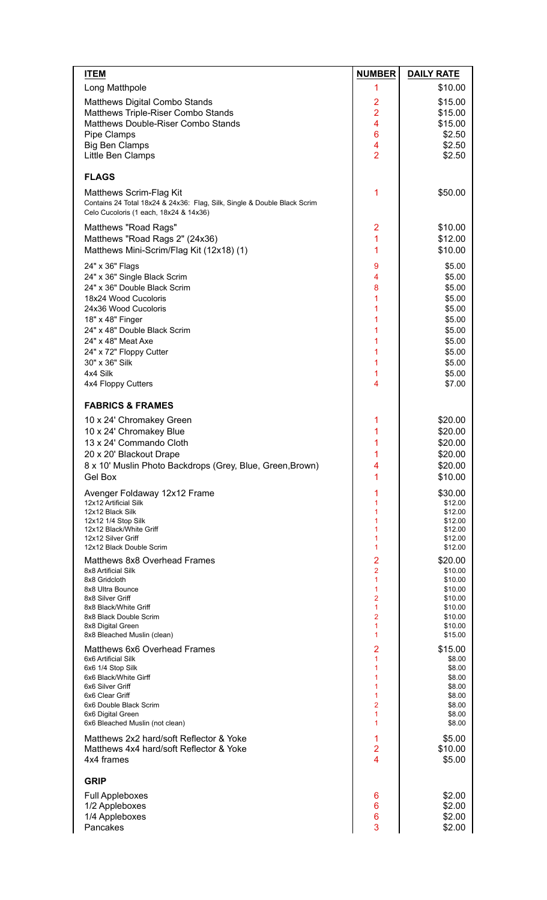| ITEM | NUMBER | DAILY RATE |
|---|---|---|
| Long Matthpole | 1 | $10.00 |
| Matthews Digital Combo Stands | 2 | $15.00 |
| Matthews Triple-Riser Combo Stands | 2 | $15.00 |
| Matthews Double-Riser Combo Stands | 4 | $15.00 |
| Pipe Clamps | 6 | $2.50 |
| Big Ben Clamps | 4 | $2.50 |
| Little Ben Clamps | 2 | $2.50 |
| **FLAGS** | | |
| Matthews Scrim-Flag Kit<br>Contains 24 Total 18x24 & 24x36: Flag, Silk, Single & Double Black Scrim<br>Celo Cucoloris (1 each, 18x24 & 14x36) | 1 | $50.00 |
| Matthews "Road Rags" | 2 | $10.00 |
| Matthews "Road Rags 2" (24x36) | 1 | $12.00 |
| Matthews Mini-Scrim/Flag Kit (12x18) (1) | 1 | $10.00 |
| 24" x 36" Flags | 9 | $5.00 |
| 24" x 36" Single Black Scrim | 4 | $5.00 |
| 24" x 36" Double Black Scrim | 8 | $5.00 |
| 18x24 Wood Cucoloris | 1 | $5.00 |
| 24x36 Wood Cucoloris | 1 | $5.00 |
| 18" x 48" Finger | 1 | $5.00 |
| 24" x 48" Double Black Scrim | 1 | $5.00 |
| 24" x 48" Meat Axe | 1 | $5.00 |
| 24" x 72" Floppy Cutter | 1 | $5.00 |
| 30" x 36" Silk | 1 | $5.00 |
| 4x4 Silk | 1 | $5.00 |
| 4x4 Floppy Cutters | 4 | $7.00 |
| **FABRICS & FRAMES** | | |
| 10 x 24' Chromakey Green | 1 | $20.00 |
| 10 x 24' Chromakey Blue | 1 | $20.00 |
| 13 x 24' Commando Cloth | 1 | $20.00 |
| 20 x 20' Blackout Drape | 1 | $20.00 |
| 8 x 10' Muslin Photo Backdrops (Grey, Blue, Green,Brown) | 4 | $20.00 |
| Gel Box | 1 | $10.00 |
| Avenger Foldaway 12x12 Frame | 1 | $30.00 |
| 12x12 Artificial Silk | 1 | $12.00 |
| 12x12 Black Silk | 1 | $12.00 |
| 12x12 1/4 Stop Silk | 1 | $12.00 |
| 12x12 Black/White Griff | 1 | $12.00 |
| 12x12 Silver Griff | 1 | $12.00 |
| 12x12 Black Double Scrim | 1 | $12.00 |
| Matthews 8x8 Overhead Frames | 2 | $20.00 |
| 8x8 Artificial Silk | 2 | $10.00 |
| 8x8 Gridcloth | 1 | $10.00 |
| 8x8 Ultra Bounce | 1 | $10.00 |
| 8x8 Silver Griff | 2 | $10.00 |
| 8x8 Black/White Griff | 1 | $10.00 |
| 8x8 Black Double Scrim | 2 | $10.00 |
| 8x8 Digital Green | 1 | $10.00 |
| 8x8 Bleached Muslin (clean) | 1 | $15.00 |
| Matthews 6x6 Overhead Frames | 2 | $15.00 |
| 6x6 Artificial Silk | 1 | $8.00 |
| 6x6 1/4 Stop Silk | 1 | $8.00 |
| 6x6 Black/White Girff | 1 | $8.00 |
| 6x6 Silver Griff | 1 | $8.00 |
| 6x6 Clear Griff | 1 | $8.00 |
| 6x6 Double Black Scrim | 2 | $8.00 |
| 6x6 Digital Green | 1 | $8.00 |
| 6x6 Bleached Muslin (not clean) | 1 | $8.00 |
| Matthews 2x2 hard/soft Reflector & Yoke | 1 | $5.00 |
| Matthews 4x4 hard/soft Reflector & Yoke | 2 | $10.00 |
| 4x4 frames | 4 | $5.00 |
| **GRIP** | | |
| Full Appleboxes | 6 | $2.00 |
| 1/2 Appleboxes | 6 | $2.00 |
| 1/4 Appleboxes | 6 | $2.00 |
| Pancakes | 3 | $2.00 |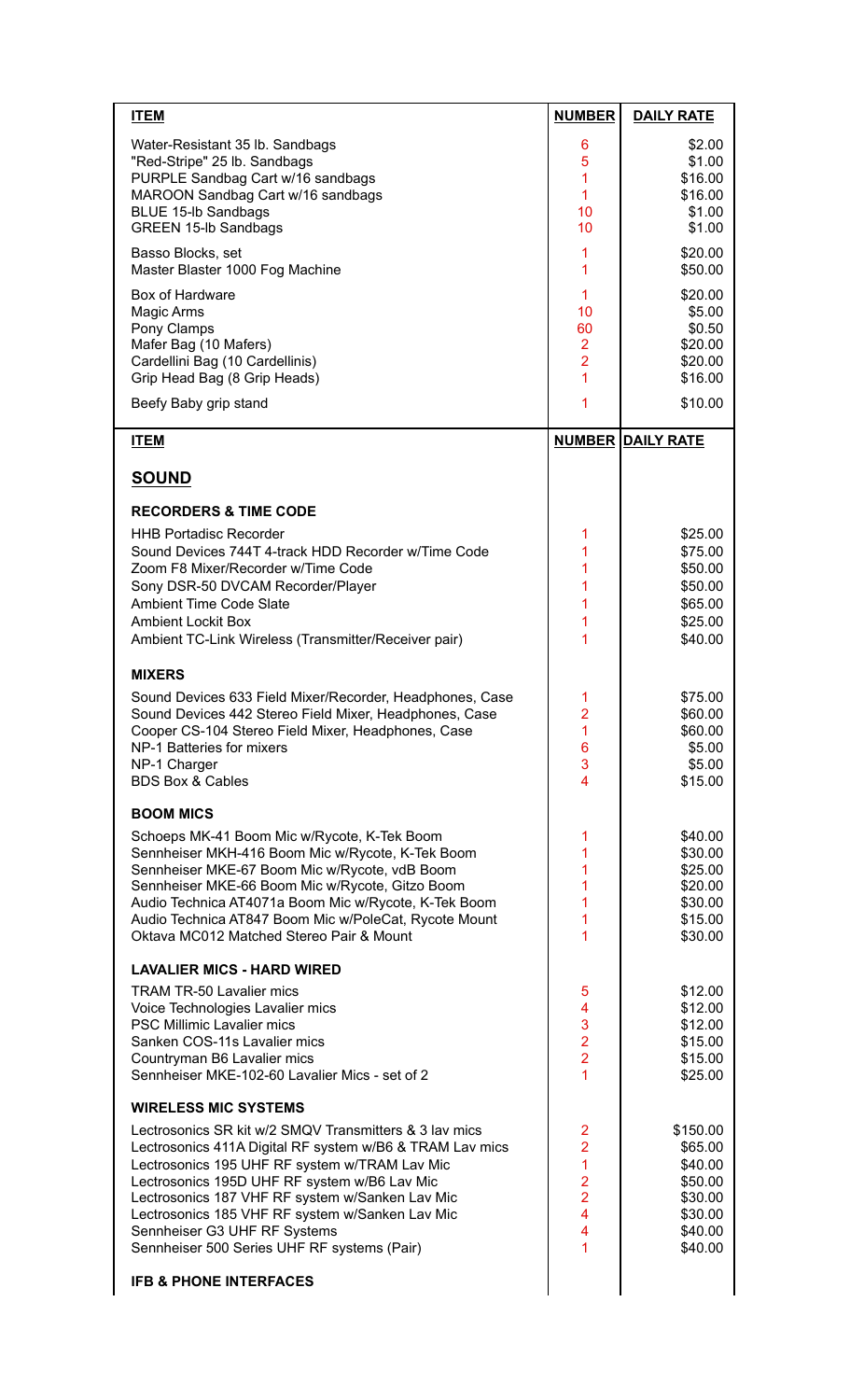| ITEM | NUMBER | DAILY RATE |
|---|---|---|
| Water-Resistant 35 lb. Sandbags | 6 | $2.00 |
| "Red-Stripe" 25 lb. Sandbags | 5 | $1.00 |
| PURPLE Sandbag Cart w/16 sandbags | 1 | $16.00 |
| MAROON Sandbag Cart w/16 sandbags | 1 | $16.00 |
| BLUE 15-lb Sandbags | 10 | $1.00 |
| GREEN 15-lb Sandbags | 10 | $1.00 |
| Basso Blocks, set | 1 | $20.00 |
| Master Blaster 1000 Fog Machine | 1 | $50.00 |
| Box of Hardware | 1 | $20.00 |
| Magic Arms | 10 | $5.00 |
| Pony Clamps | 60 | $0.50 |
| Mafer Bag (10 Mafers) | 2 | $20.00 |
| Cardellini Bag (10 Cardellinis) | 2 | $20.00 |
| Grip Head Bag (8 Grip Heads) | 1 | $16.00 |
| Beefy Baby grip stand | 1 | $10.00 |

| ITEM | NUMBER | DAILY RATE |
|---|---|---|
| **SOUND** | | |
| **RECORDERS & TIME CODE** | | |
| HHB Portadisc Recorder | 1 | $25.00 |
| Sound Devices 744T 4-track HDD Recorder w/Time Code | 1 | $75.00 |
| Zoom F8 Mixer/Recorder w/Time Code | 1 | $50.00 |
| Sony DSR-50 DVCAM Recorder/Player | 1 | $50.00 |
| Ambient Time Code Slate | 1 | $65.00 |
| Ambient Lockit Box | 1 | $25.00 |
| Ambient TC-Link Wireless (Transmitter/Receiver pair) | 1 | $40.00 |
| **MIXERS** | | |
| Sound Devices 633 Field Mixer/Recorder, Headphones, Case | 1 | $75.00 |
| Sound Devices 442 Stereo Field Mixer, Headphones, Case | 2 | $60.00 |
| Cooper CS-104 Stereo Field Mixer, Headphones, Case | 1 | $60.00 |
| NP-1 Batteries for mixers | 6 | $5.00 |
| NP-1 Charger | 3 | $5.00 |
| BDS Box & Cables | 4 | $15.00 |
| **BOOM MICS** | | |
| Schoeps MK-41 Boom Mic w/Rycote, K-Tek Boom | 1 | $40.00 |
| Sennheiser MKH-416 Boom Mic w/Rycote, K-Tek Boom | 1 | $30.00 |
| Sennheiser MKE-67 Boom Mic w/Rycote, vdB Boom | 1 | $25.00 |
| Sennheiser MKE-66 Boom Mic w/Rycote, Gitzo Boom | 1 | $20.00 |
| Audio Technica AT4071a Boom Mic w/Rycote, K-Tek Boom | 1 | $30.00 |
| Audio Technica AT847 Boom Mic w/PoleCat, Rycote Mount | 1 | $15.00 |
| Oktava MC012 Matched Stereo Pair & Mount | 1 | $30.00 |
| **LAVALIER MICS - HARD WIRED** | | |
| TRAM TR-50 Lavalier mics | 5 | $12.00 |
| Voice Technologies Lavalier mics | 4 | $12.00 |
| PSC Millimic Lavalier mics | 3 | $12.00 |
| Sanken COS-11s Lavalier mics | 2 | $15.00 |
| Countryman B6 Lavalier mics | 2 | $15.00 |
| Sennheiser MKE-102-60 Lavalier Mics - set of 2 | 1 | $25.00 |
| **WIRELESS MIC SYSTEMS** | | |
| Lectrosonics SR kit w/2 SMQV Transmitters & 3 lav mics | 2 | $150.00 |
| Lectrosonics 411A Digital RF system w/B6 & TRAM Lav mics | 2 | $65.00 |
| Lectrosonics 195 UHF RF system w/TRAM Lav Mic | 1 | $40.00 |
| Lectrosonics 195D UHF RF system w/B6 Lav Mic | 2 | $50.00 |
| Lectrosonics 187 VHF RF system w/Sanken Lav Mic | 2 | $30.00 |
| Lectrosonics 185 VHF RF system w/Sanken Lav Mic | 4 | $30.00 |
| Sennheiser G3 UHF RF Systems | 4 | $40.00 |
| Sennheiser 500 Series UHF RF systems (Pair) | 1 | $40.00 |
| **IFB & PHONE INTERFACES** | | |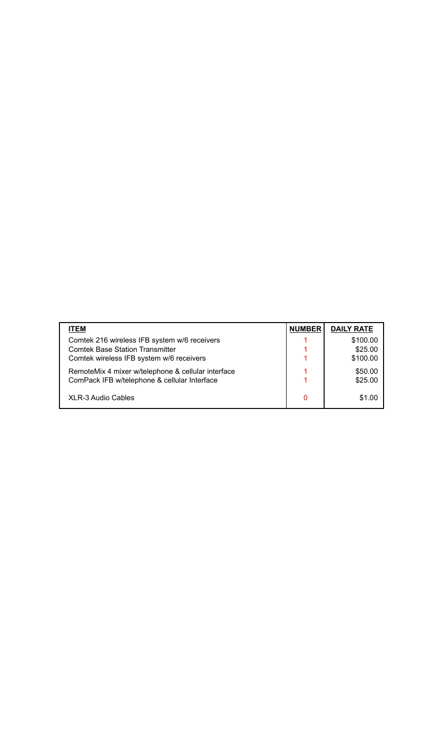| ITEM | NUMBER | DAILY RATE |
| --- | --- | --- |
| Comtek 216 wireless IFB system w/6 receivers | 1 | $100.00 |
| Comtek Base Station Transmitter | 1 | $25.00 |
| Comtek wireless IFB system w/6 receivers | 1 | $100.00 |
| RemoteMix 4 mixer w/telephone & cellular interface | 1 | $50.00 |
| ComPack IFB w/telephone & cellular Interface | 1 | $25.00 |
| XLR-3 Audio Cables | 0 | $1.00 |